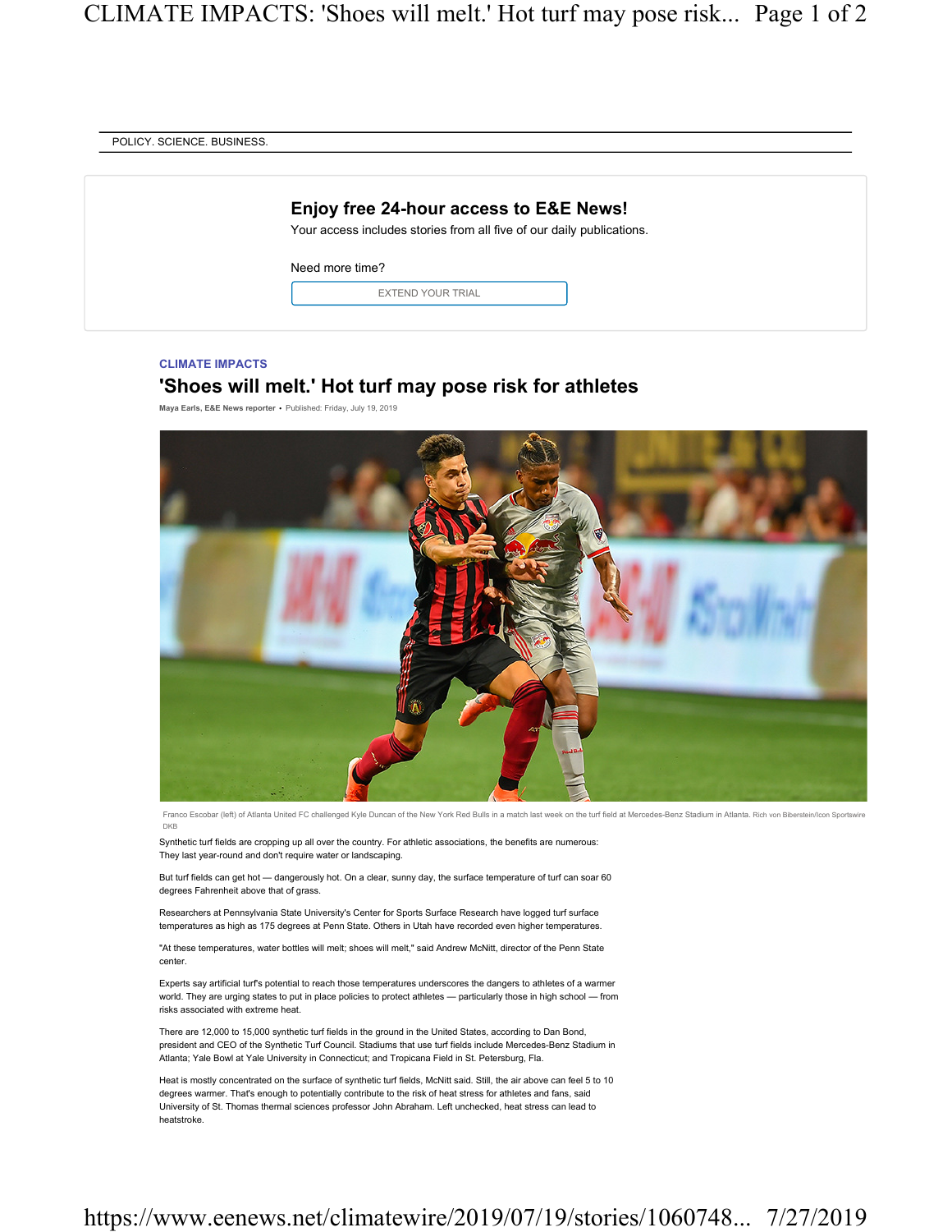POLICY. SCIENCE. BUSINESS.

**Enjoy free 24-hour access to E&E News!**

Your access includes stories from all five of our daily publications.

Need more time?

EXTEND YOUR TRIAL

CLIMATE IMPACTS

# 'Shoes will melt.' Hot turf may pose risk for athletes

**Maya Earls, E&E News reporter** • Published: Friday, July 19, 2019

Franco Escobar (left) of Atlanta United FC challenged Kyle Duncan of the New York Red Bulls in a match last week on the turf field at Mercedes-Benz Stadium in Atlanta. Rich von Biberstein/Icon Sportswire DKB

Synthetic turf fields are cropping up all over the country. For athletic associations, the benefits are numerous: They last year-round and don't require water or landscaping.

But turf fields can get hot — dangerously hot. On a clear, sunny day, the surface temperature of turf can soar 60 degrees Fahrenheit above that of grass.

Researchers at Pennsylvania State University's Center for Sports Surface Research have logged turf surface temperatures as high as 175 degrees at Penn State. Others in Utah have recorded even higher temperatures.

"At these temperatures, water bottles will melt; shoes will melt," said Andrew McNitt, director of the Penn State center.

Experts say artificial turf's potential to reach those temperatures underscores the dangers to athletes of a warmer world. They are urging states to put in place policies to protect athletes — particularly those in high school — from risks associated with extreme heat.

There are 12,000 to 15,000 synthetic turf fields in the ground in the United States, according to Dan Bond, president and CEO of the Synthetic Turf Council. Stadiums that use turf fields include Mercedes-Benz Stadium in Atlanta; Yale Bowl at Yale University in Connecticut; and Tropicana Field in St. Petersburg, Fla.

Heat is mostly concentrated on the surface of synthetic turf fields, McNitt said. Still, the air above can feel 5 to 10 degrees warmer. That's enough to potentially contribute to the risk of heat stress for athletes and fans, said University of St. Thomas thermal sciences professor John Abraham. Left unchecked, heat stress can lead to heatstroke.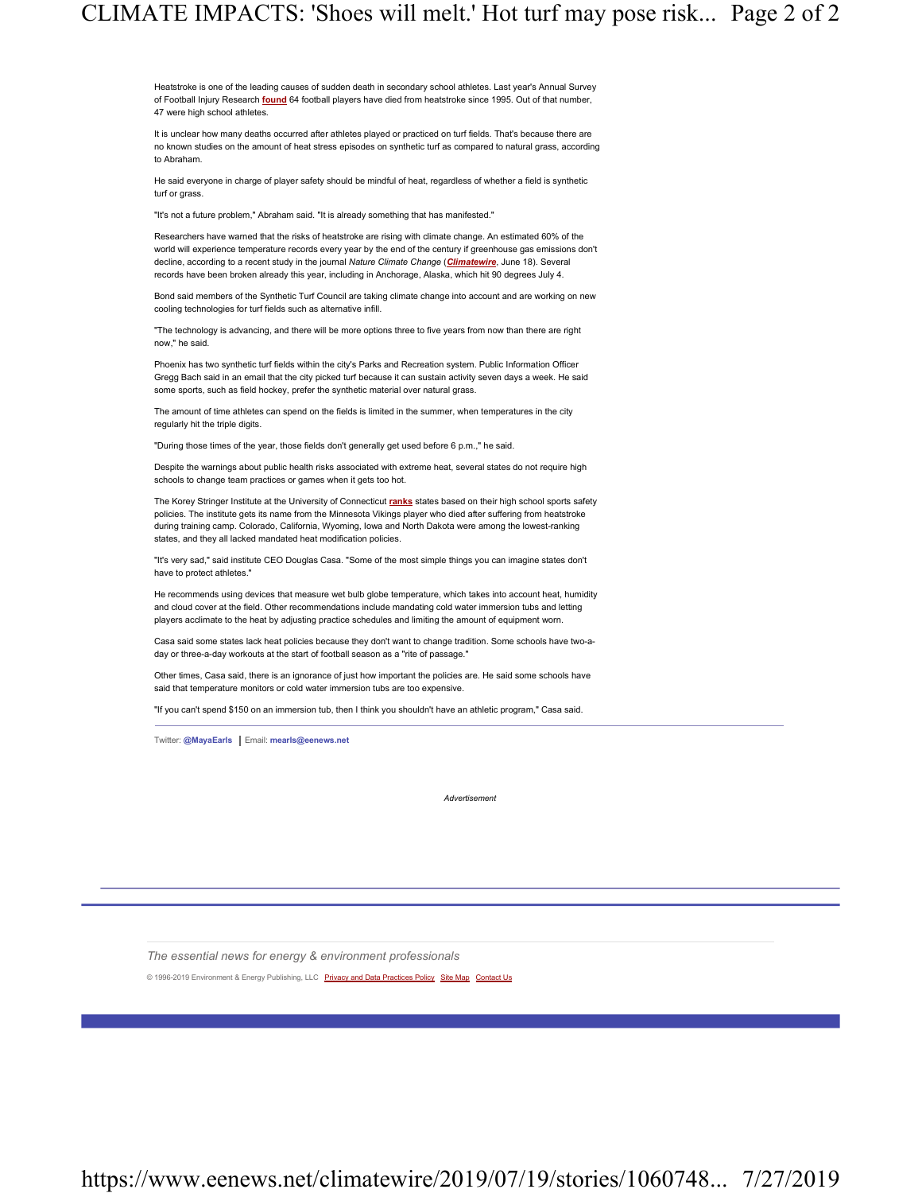Heatstroke is one of the leading causes of sudden death in secondary school athletes. Last year's Annual Survey of Football Injury Research **found** 64 football players have died from heatstroke since 1995. Out of that number, 47 were high school athletes.

It is unclear how many deaths occurred after athletes played or practiced on turf fields. That's because there are no known studies on the amount of heat stress episodes on synthetic turf as compared to natural grass, according to Abraham.

He said everyone in charge of player safety should be mindful of heat, regardless of whether a field is synthetic turf or grass.

"It's not a future problem," Abraham said. "It is already something that has manifested."

Researchers have warned that the risks of heatstroke are rising with climate change. An estimated 60% of the world will experience temperature records every year by the end of the century if greenhouse gas emissions don't decline, according to a recent study in the journal *Nature Climate Change* (***Climatewire***, June 18). Several records have been broken already this year, including in Anchorage, Alaska, which hit 90 degrees July 4.

Bond said members of the Synthetic Turf Council are taking climate change into account and are working on new cooling technologies for turf fields such as alternative infill.

"The technology is advancing, and there will be more options three to five years from now than there are right now," he said.

Phoenix has two synthetic turf fields within the city's Parks and Recreation system. Public Information Officer Gregg Bach said in an email that the city picked turf because it can sustain activity seven days a week. He said some sports, such as field hockey, prefer the synthetic material over natural grass.

The amount of time athletes can spend on the fields is limited in the summer, when temperatures in the city regularly hit the triple digits.

"During those times of the year, those fields don't generally get used before 6 p.m.," he said.

Despite the warnings about public health risks associated with extreme heat, several states do not require high schools to change team practices or games when it gets too hot.

The Korey Stringer Institute at the University of Connecticut **ranks** states based on their high school sports safety policies. The institute gets its name from the Minnesota Vikings player who died after suffering from heatstroke during training camp. Colorado, California, Wyoming, Iowa and North Dakota were among the lowest-ranking states, and they all lacked mandated heat modification policies.

"It's very sad," said institute CEO Douglas Casa. "Some of the most simple things you can imagine states don't have to protect athletes."

He recommends using devices that measure wet bulb globe temperature, which takes into account heat, humidity and cloud cover at the field. Other recommendations include mandating cold water immersion tubs and letting players acclimate to the heat by adjusting practice schedules and limiting the amount of equipment worn.

Casa said some states lack heat policies because they don't want to change tradition. Some schools have two-a-day or three-a-day workouts at the start of football season as a "rite of passage."

Other times, Casa said, there is an ignorance of just how important the policies are. He said some schools have said that temperature monitors or cold water immersion tubs are too expensive.

"If you can't spend $150 on an immersion tub, then I think you shouldn't have an athletic program," Casa said.

---

Twitter: **@MayaEarls** | Email: **mearls@eenews.net**

*Advertisement*

*The essential news for energy & environment professionals*

© 1996-2019 Environment & Energy Publishing, LLC Privacy and Data Practices Policy Site Map Contact Us